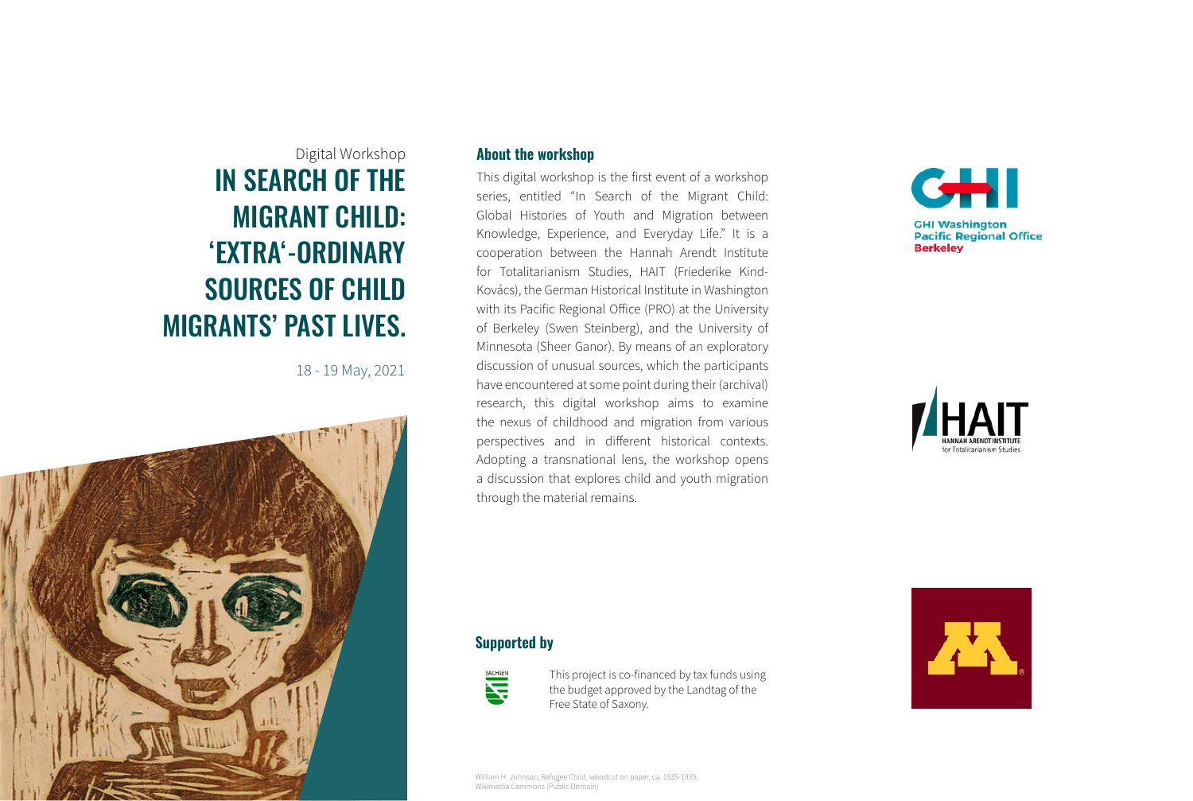Digital Workshop

# IN SEARCH OF THE MIGRANT CHILD: ‘EXTRA‘-ORDINARY SOURCES OF CHILD MIGRANTS’ PAST LIVES.

18 - 19 May, 2021

## About the workshop

This digital workshop is the first event of a workshop series, entitled “In Search of the Migrant Child: Global Histories of Youth and Migration between Knowledge, Experience, and Everyday Life.” It is a cooperation between the Hannah Arendt Institute for Totalitarianism Studies, HAIT (Friederike Kind-Kovács), the German Historical Institute in Washington with its Pacific Regional Office (PRO) at the University of Berkeley (Swen Steinberg), and the University of Minnesota (Sheer Ganor). By means of an exploratory discussion of unusual sources, which the participants have encountered at some point during their (archival) research, this digital workshop aims to examine the nexus of childhood and migration from various perspectives and in different historical contexts. Adopting a transnational lens, the workshop opens a discussion that explores child and youth migration through the material remains.

GHI Washington
Pacific Regional Office
Berkeley

HAIT
HANNAH ARENDT INSTITUTE
for Totalitarianism Studies

## Supported by

SACHSEN

This project is co-financed by tax funds using the budget approved by the Landtag of the Free State of Saxony.

William H. Johnson, Refugee Child, woodcut on paper, ca. 1935-1939, Wikimedia Commons (Public Domain)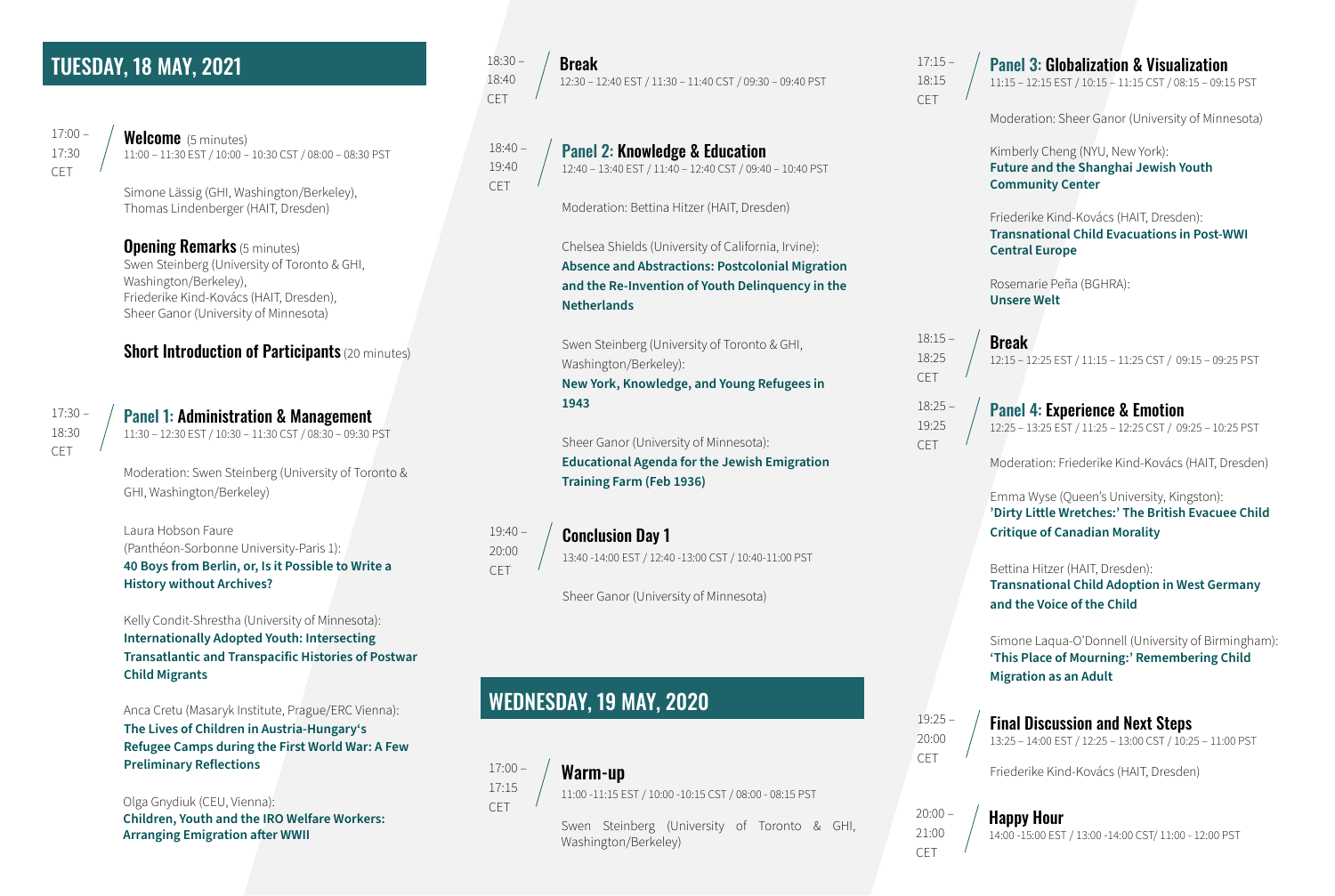## TUESDAY, 18 MAY, 2021

17:00 – 17:30 CET

### Welcome (5 minutes)

11:00 – 11:30 EST / 10:00 – 10:30 CST / 08:00 – 08:30 PST

Simone Lässig (GHI, Washington/Berkeley), Thomas Lindenberger (HAIT, Dresden)

### Opening Remarks (5 minutes)

Swen Steinberg (University of Toronto & GHI, Washington/Berkeley), Friederike Kind-Kovács (HAIT, Dresden), Sheer Ganor (University of Minnesota)

### Short Introduction of Participants (20 minutes)

17:30 – 18:30 CET

### Panel 1: Administration & Management

11:30 – 12:30 EST / 10:30 – 11:30 CST / 08:30 – 09:30 PST

Moderation: Swen Steinberg (University of Toronto & GHI, Washington/Berkeley)

Laura Hobson Faure (Panthéon-Sorbonne University-Paris 1):
**40 Boys from Berlin, or, Is it Possible to Write a History without Archives?**

Kelly Condit-Shrestha (University of Minnesota):
**Internationally Adopted Youth: Intersecting Transatlantic and Transpacific Histories of Postwar Child Migrants**

Anca Cretu (Masaryk Institute, Prague/ERC Vienna):
**The Lives of Children in Austria-Hungary's Refugee Camps during the First World War: A Few Preliminary Reflections**

Olga Gnydiuk (CEU, Vienna):
**Children, Youth and the IRO Welfare Workers: Arranging Emigration after WWII**

18:30 – 18:40 CET

### Break

12:30 – 12:40 EST / 11:30 – 11:40 CST / 09:30 – 09:40 PST

18:40 – 19:40 CET

### Panel 2: Knowledge & Education

12:40 – 13:40 EST / 11:40 – 12:40 CST / 09:40 – 10:40 PST

Moderation: Bettina Hitzer (HAIT, Dresden)

Chelsea Shields (University of California, Irvine):
**Absence and Abstractions: Postcolonial Migration and the Re-Invention of Youth Delinquency in the Netherlands**

Swen Steinberg (University of Toronto & GHI, Washington/Berkeley):
**New York, Knowledge, and Young Refugees in 1943**

Sheer Ganor (University of Minnesota):
**Educational Agenda for the Jewish Emigration Training Farm (Feb 1936)**

19:40 – 20:00 CET

### Conclusion Day 1

13:40 -14:00 EST / 12:40 -13:00 CST / 10:40-11:00 PST

Sheer Ganor (University of Minnesota)

## WEDNESDAY, 19 MAY, 2020

17:00 – 17:15 CET

### Warm-up

11:00 -11:15 EST / 10:00 -10:15 CST / 08:00 - 08:15 PST

Swen Steinberg (University of Toronto & GHI, Washington/Berkeley)

17:15 – 18:15 CET

### Panel 3: Globalization & Visualization

11:15 – 12:15 EST / 10:15 – 11:15 CST / 08:15 – 09:15 PST

Moderation: Sheer Ganor (University of Minnesota)

Kimberly Cheng (NYU, New York):
**Future and the Shanghai Jewish Youth Community Center**

Friederike Kind-Kovács (HAIT, Dresden):
**Transnational Child Evacuations in Post-WWI Central Europe**

Rosemarie Peña (BGHRA):
**Unsere Welt**

18:15 – 18:25 CET

### Break

12:15 – 12:25 EST / 11:15 – 11:25 CST / 09:15 – 09:25 PST

18:25 – 19:25 CET

### Panel 4: Experience & Emotion

12:25 – 13:25 EST / 11:25 – 12:25 CST / 09:25 – 10:25 PST

Moderation: Friederike Kind-Kovács (HAIT, Dresden)

Emma Wyse (Queen's University, Kingston):
**'Dirty Little Wretches:' The British Evacuee Child Critique of Canadian Morality**

Bettina Hitzer (HAIT, Dresden):
**Transnational Child Adoption in West Germany and the Voice of the Child**

Simone Laqua-O'Donnell (University of Birmingham):
**'This Place of Mourning:' Remembering Child Migration as an Adult**

19:25 – 20:00 CET

### Final Discussion and Next Steps

13:25 – 14:00 EST / 12:25 – 13:00 CST / 10:25 – 11:00 PST

Friederike Kind-Kovács (HAIT, Dresden)

20:00 – 21:00 CET

### Happy Hour

14:00 -15:00 EST / 13:00 -14:00 CST/ 11:00 - 12:00 PST